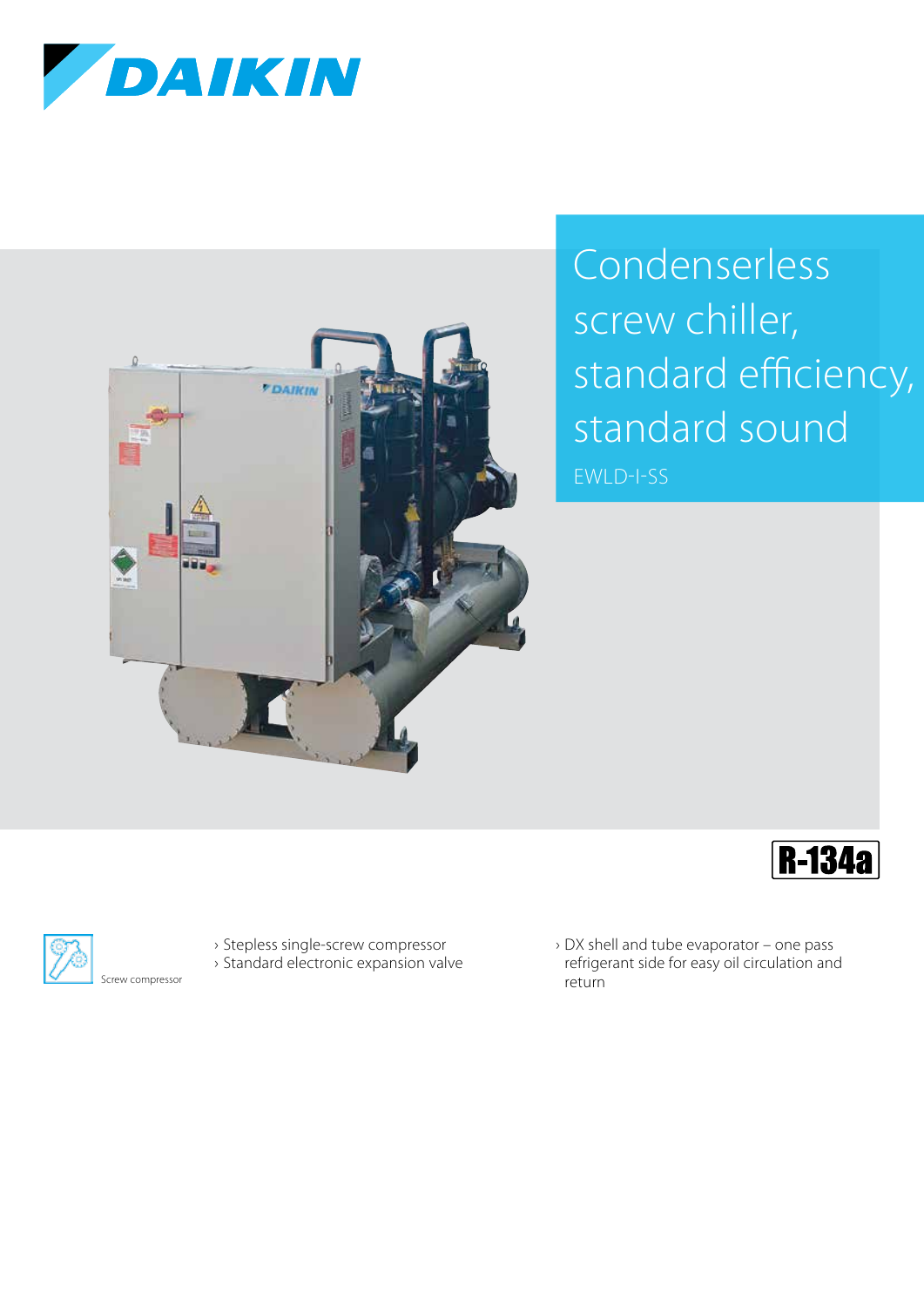# Condenserless screw chiller, standard efficiency, standard sound

EWLD-I-SS

R-134a

Screw compressor

- Stepless single-screw compressor
- Standard electronic expansion valve
- DX shell and tube evaporator – one pass refrigerant side for easy oil circulation and return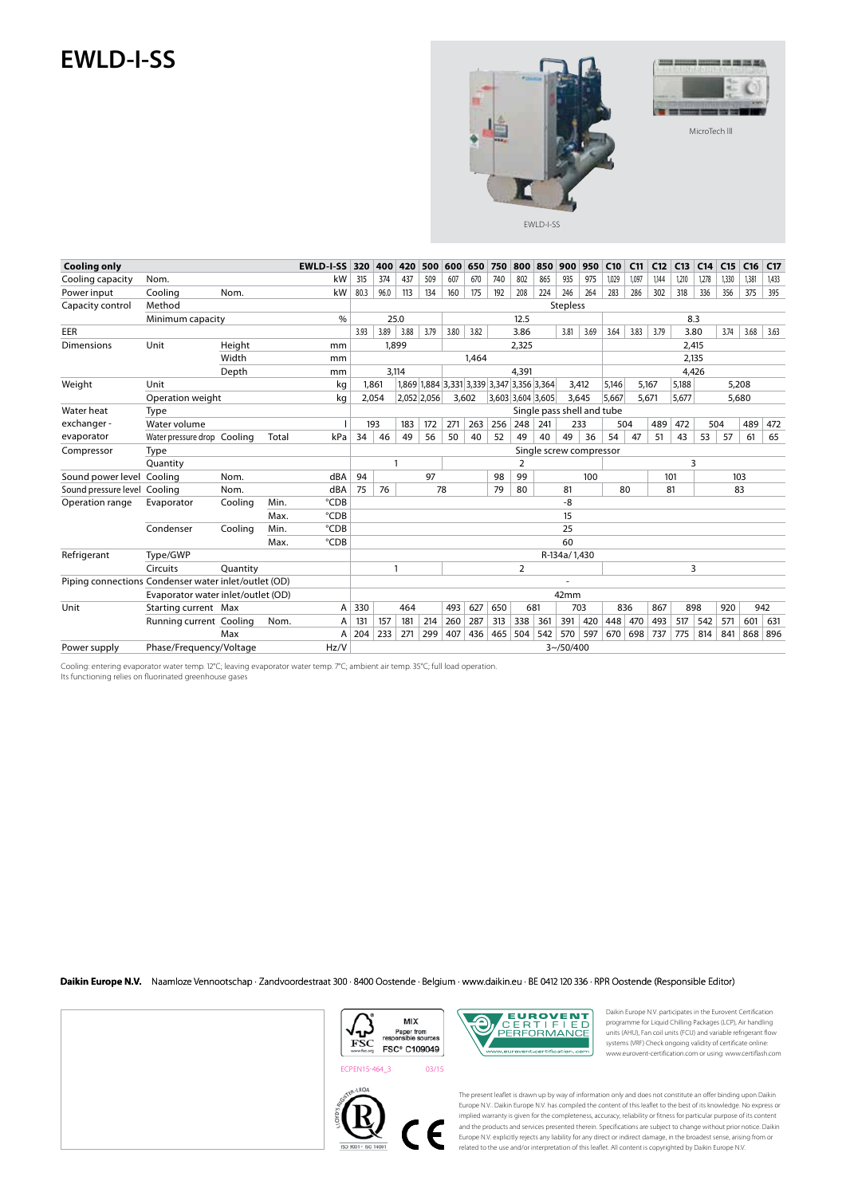# EWLD-I-SS

EWLD-I-SS

MicroTech III

| Cooling only | | | | EWLD-I-SS | 320 | 400 | 420 | 500 | 600 | 650 | 750 | 800 | 850 | 900 | 950 | C10 | C11 | C12 | C13 | C14 | C15 | C16 | C17 |
|---|---|---|---|---|---|---|---|---|---|---|---|---|---|---|---|---|---|---|---|---|---|---|---|
| Cooling capacity | Nom. | | | kW | 315 | 374 | 437 | 509 | 607 | 670 | 740 | 802 | 865 | 935 | 975 | 1,029 | 1,097 | 1,144 | 1,210 | 1,278 | 1,330 | 1,381 | 1,433 |
| Power input | Cooling | Nom. | | kW | 80.3 | 96.0 | 113 | 134 | 160 | 175 | 192 | 208 | 224 | 246 | 264 | 283 | 286 | 302 | 318 | 336 | 356 | 375 | 395 |
| Capacity control | Method | | | | Stepless | | | | | | | | | | | | | | | | | | |
| | Minimum capacity | | | % | 25.0 | | | | 12.5 | | | | | | | 8.3 | | | | | | | |
| EER | | | | | 3.93 | 3.89 | 3.88 | 3.79 | 3.80 | 3.82 | 3.86 | | | 3.81 | 3.69 | 3.64 | 3.83 | 3.79 | 3.80 | | 3.74 | 3.68 | 3.63 |
| Dimensions | Unit | Height | | mm | 1,899 | | | | 2,325 | | | | | | | 2,415 | | | | | | | |
| | | Width | | mm | 1,464 | | | | | | | | | | | 2,135 | | | | | | | |
| | | Depth | | mm | 3,114 | | | | 4,391 | | | | | | | 4,426 | | | | | | | |
| Weight | Unit | | | kg | 1,861 | | 1,869 | 1,884 | 3,331 | 3,339 | 3,347 | 3,356 | 3,364 | 3,412 | | 5,146 | 5,167 | | 5,188 | 5,208 | | | |
| | Operation weight | | | kg | 2,054 | | 2,052 | 2,056 | 3,602 | | 3,603 | 3,604 | 3,605 | 3,645 | | 5,667 | 5,671 | | 5,677 | 5,680 | | | |
| Water heat exchanger - evaporator | Type | | | | Single pass shell and tube | | | | | | | | | | | | | | | | | | |
| | Water volume | | | l | 193 | | 183 | 172 | 271 | 263 | 256 | 248 | 241 | 233 | | 504 | | 489 | 472 | 504 | | 489 | 472 |
| | Water pressure drop | Cooling | Total | kPa | 34 | 46 | 49 | 56 | 50 | 40 | 52 | 49 | 40 | 49 | 36 | 54 | 47 | 51 | 43 | 53 | 57 | 61 | 65 |
| Compressor | Type | | | | Single screw compressor | | | | | | | | | | | | | | | | | | |
| | Quantity | | | | 1 | | | | 2 | | | | | | | 3 | | | | | | | |
| Sound power level | Cooling | Nom. | | dBA | 94 | 97 | | | | | 98 | 99 | 100 | | | | | 101 | | 103 | | | |
| Sound pressure level | Cooling | Nom. | | dBA | 75 | 76 | 78 | | | | 79 | 80 | 81 | | | 80 | | 81 | | 83 | | | |
| Operation range | Evaporator | Cooling | Min. | °CDB | -8 | | | | | | | | | | | | | | | | | | |
| | | | Max. | °CDB | 15 | | | | | | | | | | | | | | | | | | |
| | Condenser | Cooling | Min. | °CDB | 25 | | | | | | | | | | | | | | | | | | |
| | | | Max. | °CDB | 60 | | | | | | | | | | | | | | | | | | |
| Refrigerant | Type/GWP | | | | R-134a/ 1,430 | | | | | | | | | | | | | | | | | | |
| | Circuits | Quantity | | | 1 | | | | 2 | | | | | | | 3 | | | | | | | |
| Piping connections | Condenser water inlet/outlet (OD) | | | | - | | | | | | | | | | | | | | | | | | |
| | Evaporator water inlet/outlet (OD) | | | | 42mm | | | | | | | | | | | | | | | | | | |
| Unit | Starting current | Max | | A | 330 | 464 | | | 493 | 627 | 650 | 681 | | 703 | | 836 | | 867 | 898 | | 920 | 942 | |
| | Running current | Cooling | Nom. | A | 131 | 157 | 181 | 214 | 260 | 287 | 313 | 338 | 361 | 391 | 420 | 448 | 470 | 493 | 517 | 542 | 571 | 601 | 631 |
| | | Max | | A | 204 | 233 | 271 | 299 | 407 | 436 | 465 | 504 | 542 | 570 | 597 | 670 | 698 | 737 | 775 | 814 | 841 | 868 | 896 |
| Power supply | Phase/Frequency/Voltage | | | Hz/V | 3~/50/400 | | | | | | | | | | | | | | | | | | |

Cooling: entering evaporator water temp. 12°C; leaving evaporator water temp. 7°C; ambient air temp. 35°C; full load operation.
Its functioning relies on fluorinated greenhouse gases

**Daikin Europe N.V.** Naamloze Vennootschap · Zandvoordestraat 300 · 8400 Oostende · Belgium · www.daikin.eu · BE 0412 120 336 · RPR Oostende (Responsible Editor)

ECPEN15-464_3 03/15

Daikin Europe N.V. participates in the Eurovent Certification programme for Liquid Chilling Packages (LCP), Air handling units (AHU), Fan coil units (FCU) and variable refrigerant flow systems (VRF) Check ongoing validity of certificate online: www.eurovent-certification.com or using: www.certiflash.com

The present leaflet is drawn up by way of information only and does not constitute an offer binding upon Daikin Europe N.V.. Daikin Europe N.V. has compiled the content of this leaflet to the best of its knowledge. No express or implied warranty is given for the completeness, accuracy, reliability or fitness for particular purpose of its content and the products and services presented therein. Specifications are subject to change without prior notice. Daikin Europe N.V. explicitly rejects any liability for any direct or indirect damage, in the broadest sense, arising from or related to the use and/or interpretation of this leaflet. All content is copyrighted by Daikin Europe N.V.